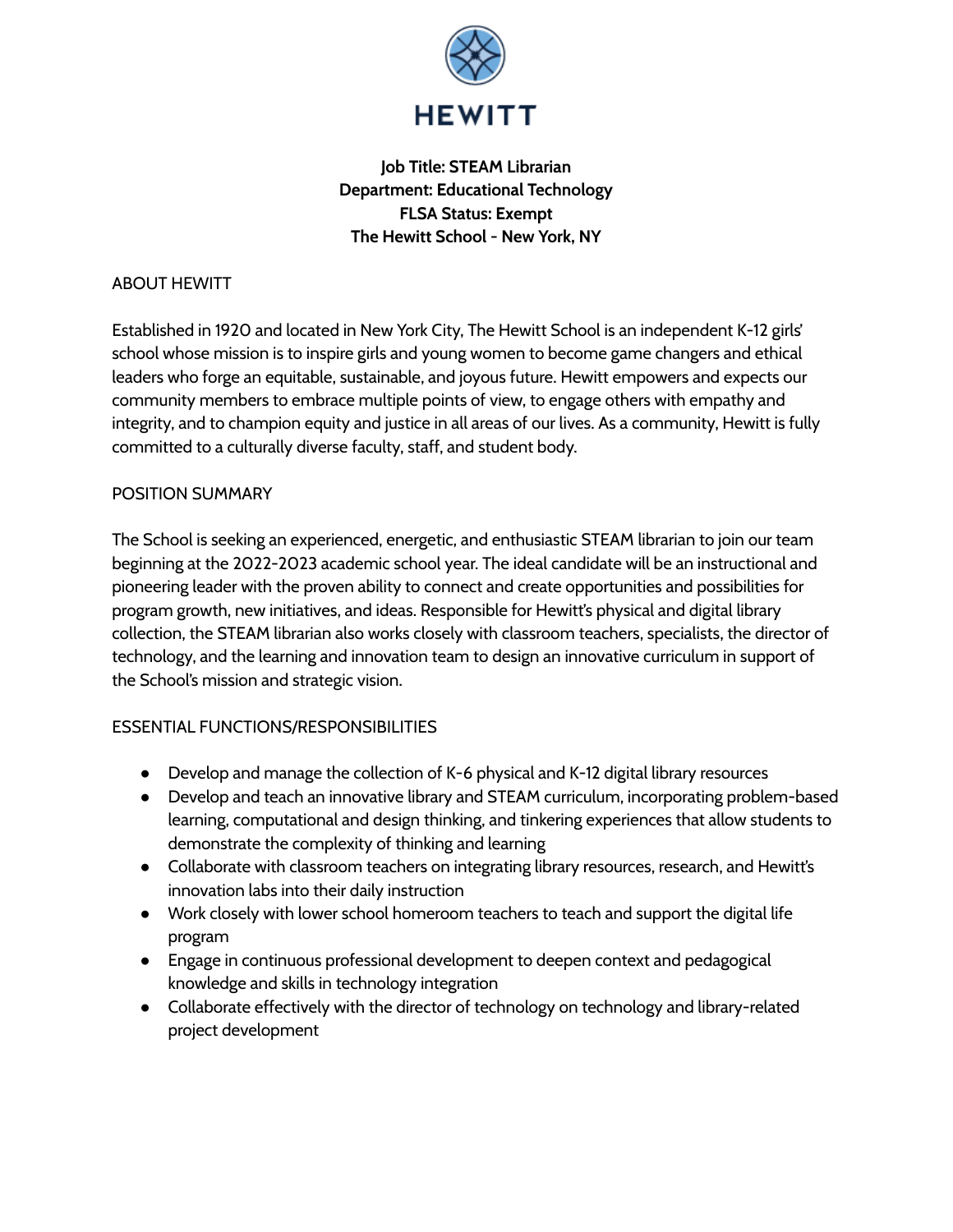HEWITT

**Job Title: STEAM Librarian**
**Department: Educational Technology**
**FLSA Status: Exempt**
**The Hewitt School - New York, NY**

## ABOUT HEWITT

Established in 1920 and located in New York City, The Hewitt School is an independent K-12 girls' school whose mission is to inspire girls and young women to become game changers and ethical leaders who forge an equitable, sustainable, and joyous future. Hewitt empowers and expects our community members to embrace multiple points of view, to engage others with empathy and integrity, and to champion equity and justice in all areas of our lives. As a community, Hewitt is fully committed to a culturally diverse faculty, staff, and student body.

## POSITION SUMMARY

The School is seeking an experienced, energetic, and enthusiastic STEAM librarian to join our team beginning at the 2022-2023 academic school year. The ideal candidate will be an instructional and pioneering leader with the proven ability to connect and create opportunities and possibilities for program growth, new initiatives, and ideas. Responsible for Hewitt's physical and digital library collection, the STEAM librarian also works closely with classroom teachers, specialists, the director of technology, and the learning and innovation team to design an innovative curriculum in support of the School's mission and strategic vision.

## ESSENTIAL FUNCTIONS/RESPONSIBILITIES

- Develop and manage the collection of K-6 physical and K-12 digital library resources
- Develop and teach an innovative library and STEAM curriculum, incorporating problem-based learning, computational and design thinking, and tinkering experiences that allow students to demonstrate the complexity of thinking and learning
- Collaborate with classroom teachers on integrating library resources, research, and Hewitt's innovation labs into their daily instruction
- Work closely with lower school homeroom teachers to teach and support the digital life program
- Engage in continuous professional development to deepen context and pedagogical knowledge and skills in technology integration
- Collaborate effectively with the director of technology on technology and library-related project development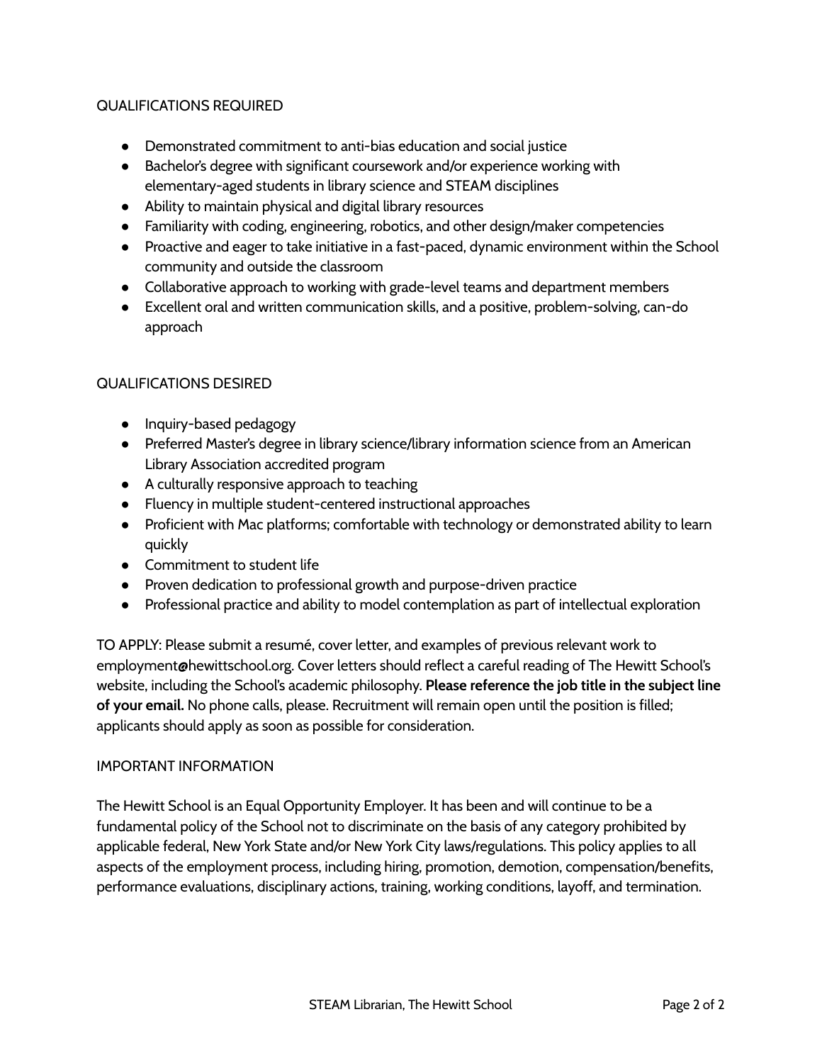## QUALIFICATIONS REQUIRED

- Demonstrated commitment to anti-bias education and social justice
- Bachelor's degree with significant coursework and/or experience working with elementary-aged students in library science and STEAM disciplines
- Ability to maintain physical and digital library resources
- Familiarity with coding, engineering, robotics, and other design/maker competencies
- Proactive and eager to take initiative in a fast-paced, dynamic environment within the School community and outside the classroom
- Collaborative approach to working with grade-level teams and department members
- Excellent oral and written communication skills, and a positive, problem-solving, can-do approach

## QUALIFICATIONS DESIRED

- Inquiry-based pedagogy
- Preferred Master's degree in library science/library information science from an American Library Association accredited program
- A culturally responsive approach to teaching
- Fluency in multiple student-centered instructional approaches
- Proficient with Mac platforms; comfortable with technology or demonstrated ability to learn quickly
- Commitment to student life
- Proven dedication to professional growth and purpose-driven practice
- Professional practice and ability to model contemplation as part of intellectual exploration

TO APPLY: Please submit a resumé, cover letter, and examples of previous relevant work to employment@hewittschool.org. Cover letters should reflect a careful reading of The Hewitt School's website, including the School's academic philosophy. **Please reference the job title in the subject line of your email.** No phone calls, please. Recruitment will remain open until the position is filled; applicants should apply as soon as possible for consideration.

## IMPORTANT INFORMATION

The Hewitt School is an Equal Opportunity Employer. It has been and will continue to be a fundamental policy of the School not to discriminate on the basis of any category prohibited by applicable federal, New York State and/or New York City laws/regulations. This policy applies to all aspects of the employment process, including hiring, promotion, demotion, compensation/benefits, performance evaluations, disciplinary actions, training, working conditions, layoff, and termination.